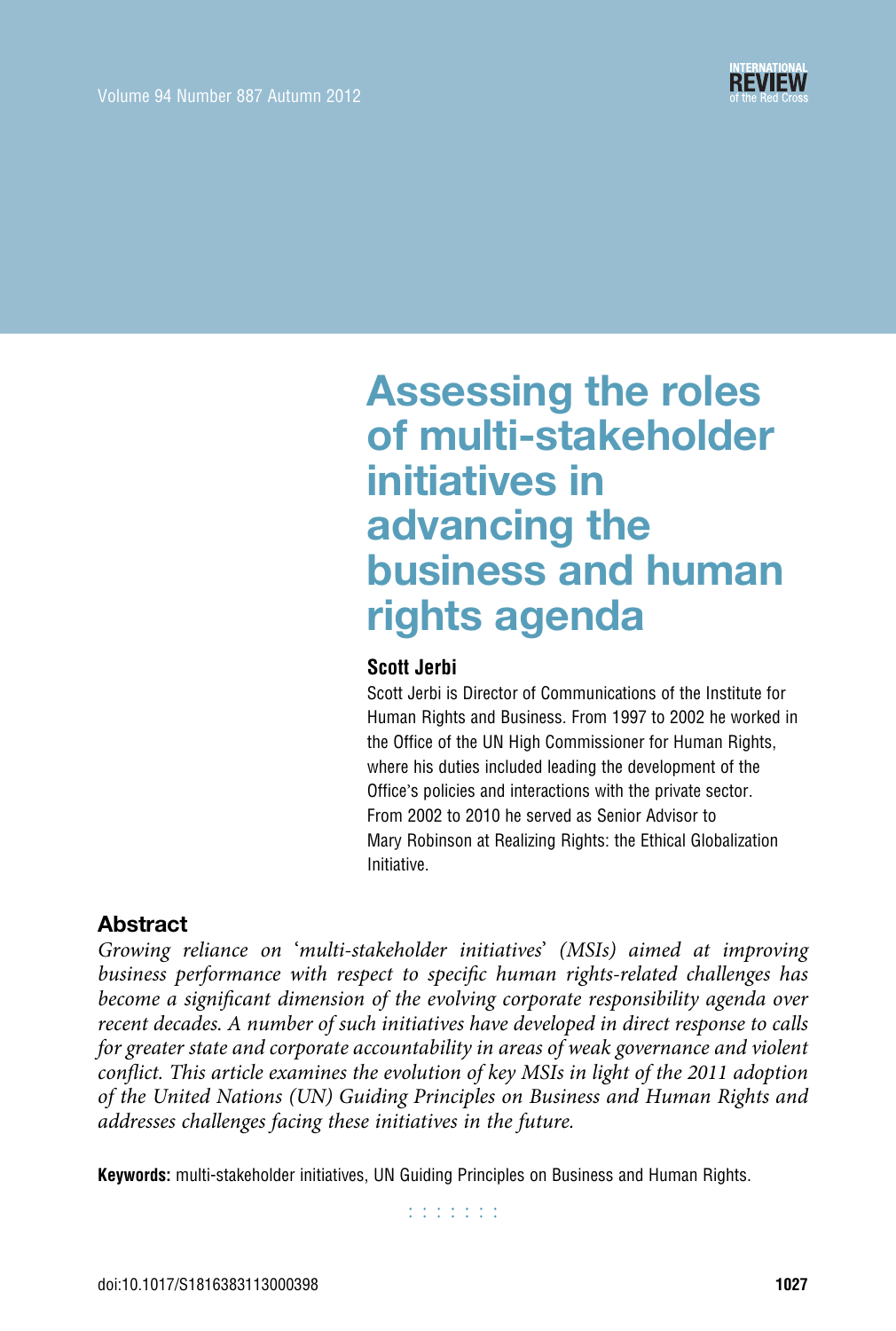# Assessing the roles of multi-stakeholder initiatives in advancing the business and human rights agenda

**Scott Jerbi**

Scott Jerbi is Director of Communications of the Institute for Human Rights and Business. From 1997 to 2002 he worked in the Office of the UN High Commissioner for Human Rights, where his duties included leading the development of the Office's policies and interactions with the private sector. From 2002 to 2010 he served as Senior Advisor to Mary Robinson at Realizing Rights: the Ethical Globalization Initiative.

## Abstract

*Growing reliance on 'multi-stakeholder initiatives' (MSIs) aimed at improving business performance with respect to specific human rights-related challenges has become a significant dimension of the evolving corporate responsibility agenda over recent decades. A number of such initiatives have developed in direct response to calls for greater state and corporate accountability in areas of weak governance and violent conflict. This article examines the evolution of key MSIs in light of the 2011 adoption of the United Nations (UN) Guiding Principles on Business and Human Rights and addresses challenges facing these initiatives in the future.*

**Keywords:** multi-stakeholder initiatives, UN Guiding Principles on Business and Human Rights.

doi:10.1017/S1816383113000398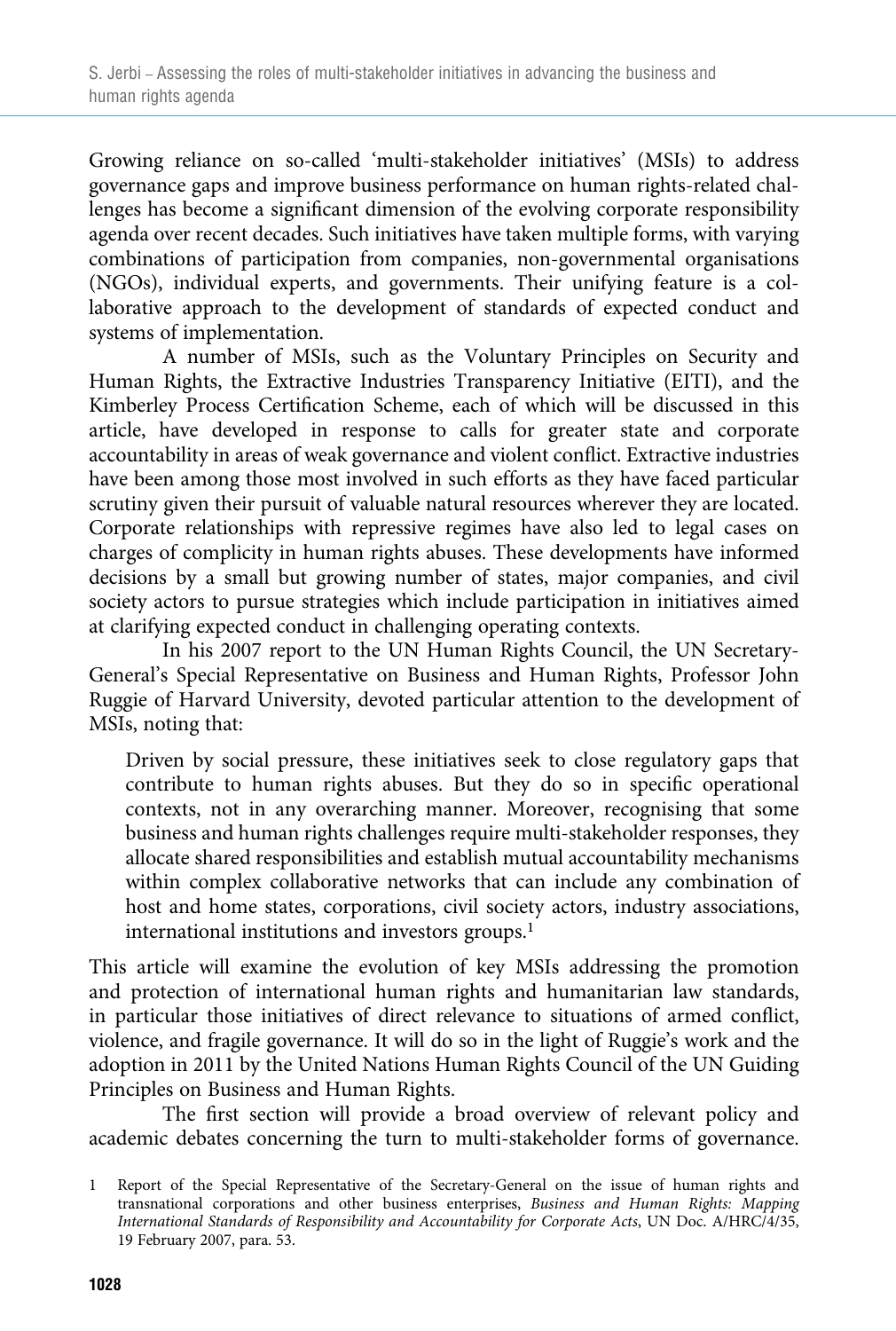Growing reliance on so-called 'multi-stakeholder initiatives' (MSIs) to address governance gaps and improve business performance on human rights-related challenges has become a significant dimension of the evolving corporate responsibility agenda over recent decades. Such initiatives have taken multiple forms, with varying combinations of participation from companies, non-governmental organisations (NGOs), individual experts, and governments. Their unifying feature is a collaborative approach to the development of standards of expected conduct and systems of implementation.

A number of MSIs, such as the Voluntary Principles on Security and Human Rights, the Extractive Industries Transparency Initiative (EITI), and the Kimberley Process Certification Scheme, each of which will be discussed in this article, have developed in response to calls for greater state and corporate accountability in areas of weak governance and violent conflict. Extractive industries have been among those most involved in such efforts as they have faced particular scrutiny given their pursuit of valuable natural resources wherever they are located. Corporate relationships with repressive regimes have also led to legal cases on charges of complicity in human rights abuses. These developments have informed decisions by a small but growing number of states, major companies, and civil society actors to pursue strategies which include participation in initiatives aimed at clarifying expected conduct in challenging operating contexts.

In his 2007 report to the UN Human Rights Council, the UN Secretary-General's Special Representative on Business and Human Rights, Professor John Ruggie of Harvard University, devoted particular attention to the development of MSIs, noting that:

> Driven by social pressure, these initiatives seek to close regulatory gaps that contribute to human rights abuses. But they do so in specific operational contexts, not in any overarching manner. Moreover, recognising that some business and human rights challenges require multi-stakeholder responses, they allocate shared responsibilities and establish mutual accountability mechanisms within complex collaborative networks that can include any combination of host and home states, corporations, civil society actors, industry associations, international institutions and investors groups.[1]

This article will examine the evolution of key MSIs addressing the promotion and protection of international human rights and humanitarian law standards, in particular those initiatives of direct relevance to situations of armed conflict, violence, and fragile governance. It will do so in the light of Ruggie's work and the adoption in 2011 by the United Nations Human Rights Council of the UN Guiding Principles on Business and Human Rights.

The first section will provide a broad overview of relevant policy and academic debates concerning the turn to multi-stakeholder forms of governance.

1 Report of the Special Representative of the Secretary-General on the issue of human rights and transnational corporations and other business enterprises, *Business and Human Rights: Mapping International Standards of Responsibility and Accountability for Corporate Acts*, UN Doc. A/HRC/4/35, 19 February 2007, para. 53.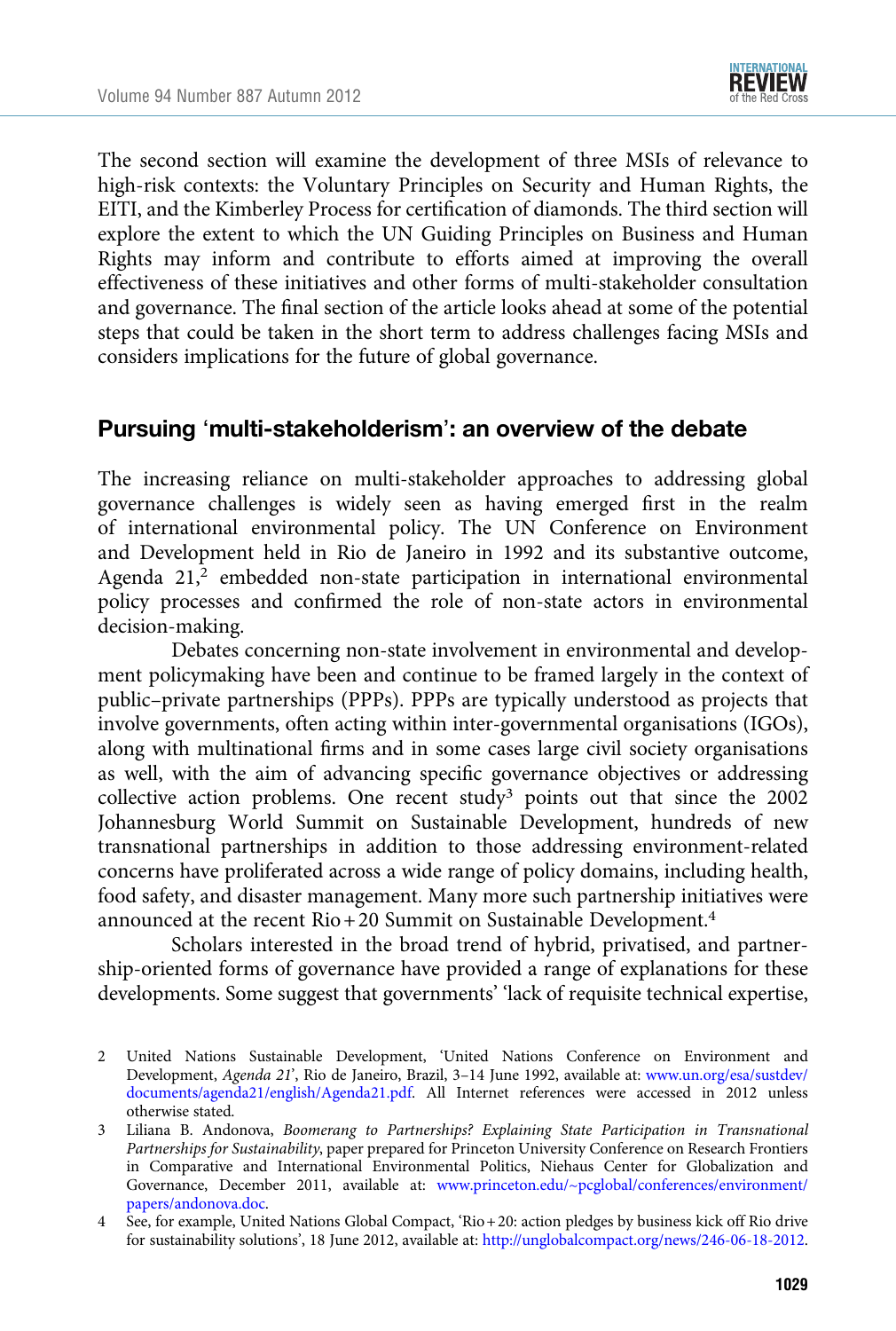The second section will examine the development of three MSIs of relevance to high-risk contexts: the Voluntary Principles on Security and Human Rights, the EITI, and the Kimberley Process for certification of diamonds. The third section will explore the extent to which the UN Guiding Principles on Business and Human Rights may inform and contribute to efforts aimed at improving the overall effectiveness of these initiatives and other forms of multi-stakeholder consultation and governance. The final section of the article looks ahead at some of the potential steps that could be taken in the short term to address challenges facing MSIs and considers implications for the future of global governance.

## Pursuing 'multi-stakeholderism': an overview of the debate

The increasing reliance on multi-stakeholder approaches to addressing global governance challenges is widely seen as having emerged first in the realm of international environmental policy. The UN Conference on Environment and Development held in Rio de Janeiro in 1992 and its substantive outcome, Agenda 21,[2] embedded non-state participation in international environmental policy processes and confirmed the role of non-state actors in environmental decision-making.

Debates concerning non-state involvement in environmental and development policymaking have been and continue to be framed largely in the context of public–private partnerships (PPPs). PPPs are typically understood as projects that involve governments, often acting within inter-governmental organisations (IGOs), along with multinational firms and in some cases large civil society organisations as well, with the aim of advancing specific governance objectives or addressing collective action problems. One recent study[3] points out that since the 2002 Johannesburg World Summit on Sustainable Development, hundreds of new transnational partnerships in addition to those addressing environment-related concerns have proliferated across a wide range of policy domains, including health, food safety, and disaster management. Many more such partnership initiatives were announced at the recent Rio + 20 Summit on Sustainable Development.[4]

Scholars interested in the broad trend of hybrid, privatised, and partnership-oriented forms of governance have provided a range of explanations for these developments. Some suggest that governments' 'lack of requisite technical expertise,

2 United Nations Sustainable Development, 'United Nations Conference on Environment and Development, *Agenda 21*', Rio de Janeiro, Brazil, 3–14 June 1992, available at: www.un.org/esa/sustdev/documents/agenda21/english/Agenda21.pdf. All Internet references were accessed in 2012 unless otherwise stated.

3 Liliana B. Andonova, *Boomerang to Partnerships? Explaining State Participation in Transnational Partnerships for Sustainability*, paper prepared for Princeton University Conference on Research Frontiers in Comparative and International Environmental Politics, Niehaus Center for Globalization and Governance, December 2011, available at: www.princeton.edu/~pcglobal/conferences/environment/papers/andonova.doc.

4 See, for example, United Nations Global Compact, 'Rio + 20: action pledges by business kick off Rio drive for sustainability solutions', 18 June 2012, available at: http://unglobalcompact.org/news/246-06-18-2012.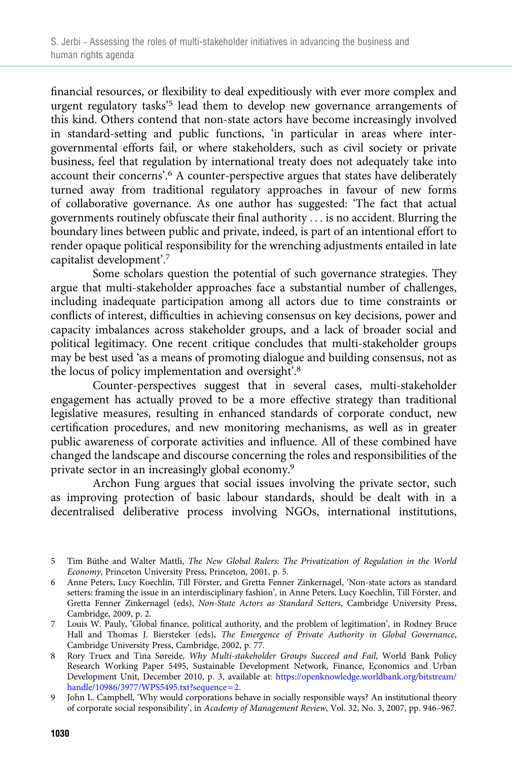financial resources, or flexibility to deal expeditiously with ever more complex and urgent regulatory tasks'[5] lead them to develop new governance arrangements of this kind. Others contend that non-state actors have become increasingly involved in standard-setting and public functions, 'in particular in areas where intergovernmental efforts fail, or where stakeholders, such as civil society or private business, feel that regulation by international treaty does not adequately take into account their concerns'.[6] A counter-perspective argues that states have deliberately turned away from traditional regulatory approaches in favour of new forms of collaborative governance. As one author has suggested: 'The fact that actual governments routinely obfuscate their final authority . . . is no accident. Blurring the boundary lines between public and private, indeed, is part of an intentional effort to render opaque political responsibility for the wrenching adjustments entailed in late capitalist development'.[7]

Some scholars question the potential of such governance strategies. They argue that multi-stakeholder approaches face a substantial number of challenges, including inadequate participation among all actors due to time constraints or conflicts of interest, difficulties in achieving consensus on key decisions, power and capacity imbalances across stakeholder groups, and a lack of broader social and political legitimacy. One recent critique concludes that multi-stakeholder groups may be best used 'as a means of promoting dialogue and building consensus, not as the locus of policy implementation and oversight'.[8]

Counter-perspectives suggest that in several cases, multi-stakeholder engagement has actually proved to be a more effective strategy than traditional legislative measures, resulting in enhanced standards of corporate conduct, new certification procedures, and new monitoring mechanisms, as well as in greater public awareness of corporate activities and influence. All of these combined have changed the landscape and discourse concerning the roles and responsibilities of the private sector in an increasingly global economy.[9]

Archon Fung argues that social issues involving the private sector, such as improving protection of basic labour standards, should be dealt with in a decentralised deliberative process involving NGOs, international institutions,

5 Tim Büthe and Walter Mattli, *The New Global Rulers: The Privatization of Regulation in the World Economy*, Princeton University Press, Princeton, 2001, p. 5.

6 Anne Peters, Lucy Koechlin, Till Förster, and Gretta Fenner Zinkernagel, 'Non-state actors as standard setters: framing the issue in an interdisciplinary fashion', in Anne Peters, Lucy Koechlin, Till Förster, and Gretta Fenner Zinkernagel (eds), *Non-State Actors as Standard Setters*, Cambridge University Press, Cambridge, 2009, p. 2.

7 Louis W. Pauly, 'Global finance, political authority, and the problem of legitimation', in Rodney Bruce Hall and Thomas J. Biersteker (eds), *The Emergence of Private Authority in Global Governance*, Cambridge University Press, Cambridge, 2002, p. 77.

8 Rory Truex and Tina Søreide, *Why Multi-stakeholder Groups Succeed and Fail*, World Bank Policy Research Working Paper 5495, Sustainable Development Network, Finance, Economics and Urban Development Unit, December 2010, p. 3, available at: https://openknowledge.worldbank.org/bitstream/handle/10986/3977/WPS5495.txt?sequence=2.

9 John L. Campbell, 'Why would corporations behave in socially responsible ways? An institutional theory of corporate social responsibility', in *Academy of Management Review*, Vol. 32, No. 3, 2007, pp. 946–967.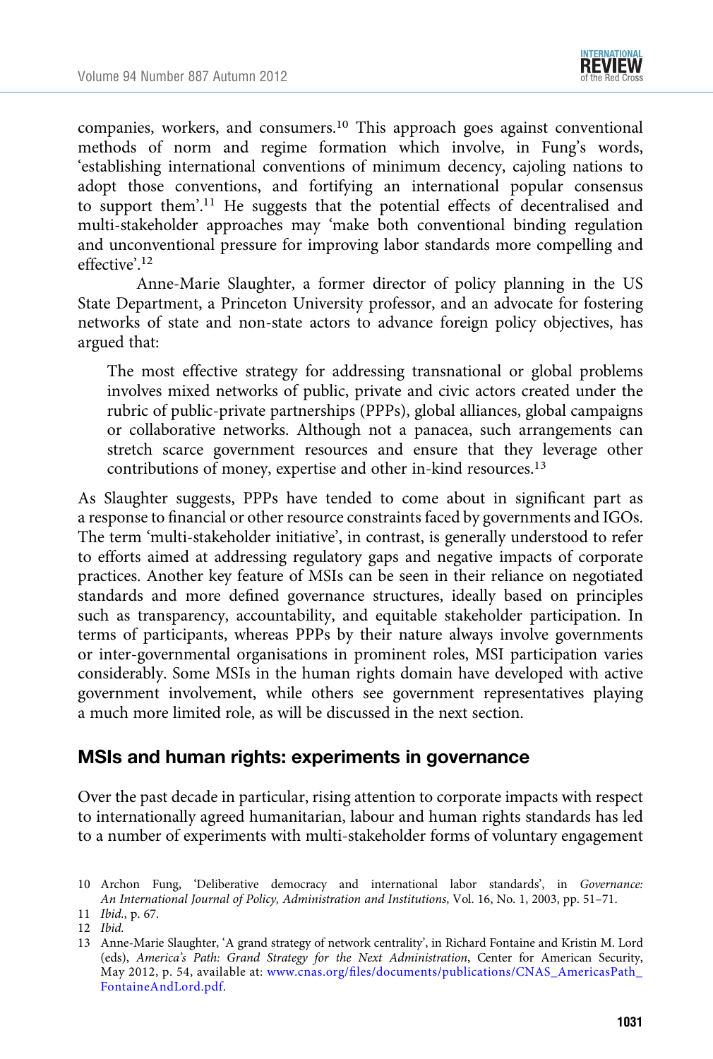companies, workers, and consumers.[10] This approach goes against conventional methods of norm and regime formation which involve, in Fung's words, 'establishing international conventions of minimum decency, cajoling nations to adopt those conventions, and fortifying an international popular consensus to support them'.[11] He suggests that the potential effects of decentralised and multi-stakeholder approaches may 'make both conventional binding regulation and unconventional pressure for improving labor standards more compelling and effective'.[12]

Anne-Marie Slaughter, a former director of policy planning in the US State Department, a Princeton University professor, and an advocate for fostering networks of state and non-state actors to advance foreign policy objectives, has argued that:

> The most effective strategy for addressing transnational or global problems involves mixed networks of public, private and civic actors created under the rubric of public-private partnerships (PPPs), global alliances, global campaigns or collaborative networks. Although not a panacea, such arrangements can stretch scarce government resources and ensure that they leverage other contributions of money, expertise and other in-kind resources.[13]

As Slaughter suggests, PPPs have tended to come about in significant part as a response to financial or other resource constraints faced by governments and IGOs. The term 'multi-stakeholder initiative', in contrast, is generally understood to refer to efforts aimed at addressing regulatory gaps and negative impacts of corporate practices. Another key feature of MSIs can be seen in their reliance on negotiated standards and more defined governance structures, ideally based on principles such as transparency, accountability, and equitable stakeholder participation. In terms of participants, whereas PPPs by their nature always involve governments or inter-governmental organisations in prominent roles, MSI participation varies considerably. Some MSIs in the human rights domain have developed with active government involvement, while others see government representatives playing a much more limited role, as will be discussed in the next section.

## MSIs and human rights: experiments in governance

Over the past decade in particular, rising attention to corporate impacts with respect to internationally agreed humanitarian, labour and human rights standards has led to a number of experiments with multi-stakeholder forms of voluntary engagement

10 Archon Fung, 'Deliberative democracy and international labor standards', in *Governance: An International Journal of Policy, Administration and Institutions*, Vol. 16, No. 1, 2003, pp. 51–71.

11 *Ibid.*, p. 67.

12 *Ibid.*

13 Anne-Marie Slaughter, 'A grand strategy of network centrality', in Richard Fontaine and Kristin M. Lord (eds), *America's Path: Grand Strategy for the Next Administration*, Center for American Security, May 2012, p. 54, available at: www.cnas.org/files/documents/publications/CNAS_AmericasPath_FontaineAndLord.pdf.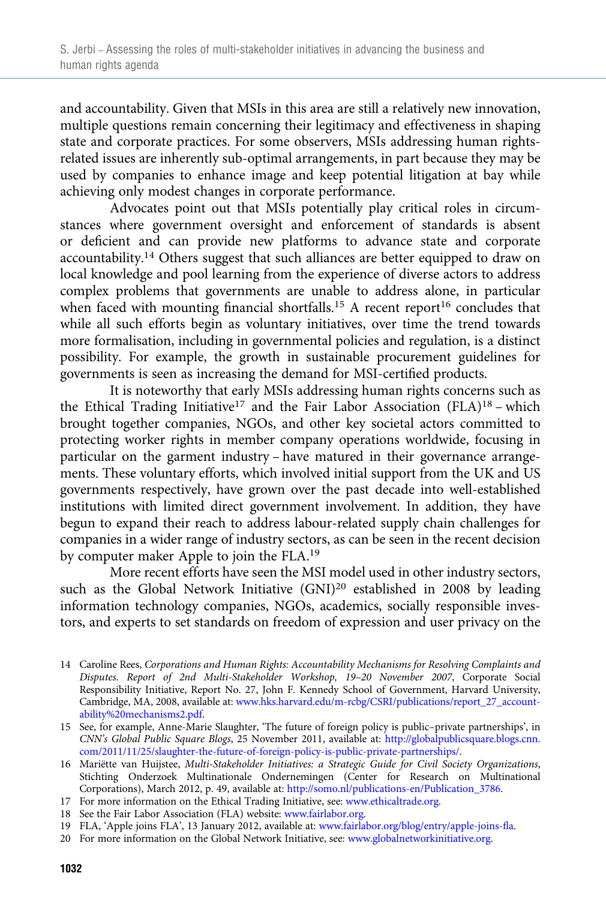and accountability. Given that MSIs in this area are still a relatively new innovation, multiple questions remain concerning their legitimacy and effectiveness in shaping state and corporate practices. For some observers, MSIs addressing human rights-related issues are inherently sub-optimal arrangements, in part because they may be used by companies to enhance image and keep potential litigation at bay while achieving only modest changes in corporate performance.

Advocates point out that MSIs potentially play critical roles in circumstances where government oversight and enforcement of standards is absent or deficient and can provide new platforms to advance state and corporate accountability.[14] Others suggest that such alliances are better equipped to draw on local knowledge and pool learning from the experience of diverse actors to address complex problems that governments are unable to address alone, in particular when faced with mounting financial shortfalls.[15] A recent report[16] concludes that while all such efforts begin as voluntary initiatives, over time the trend towards more formalisation, including in governmental policies and regulation, is a distinct possibility. For example, the growth in sustainable procurement guidelines for governments is seen as increasing the demand for MSI-certified products.

It is noteworthy that early MSIs addressing human rights concerns such as the Ethical Trading Initiative[17] and the Fair Labor Association (FLA)[18] – which brought together companies, NGOs, and other key societal actors committed to protecting worker rights in member company operations worldwide, focusing in particular on the garment industry – have matured in their governance arrangements. These voluntary efforts, which involved initial support from the UK and US governments respectively, have grown over the past decade into well-established institutions with limited direct government involvement. In addition, they have begun to expand their reach to address labour-related supply chain challenges for companies in a wider range of industry sectors, as can be seen in the recent decision by computer maker Apple to join the FLA.[19]

More recent efforts have seen the MSI model used in other industry sectors, such as the Global Network Initiative (GNI)[20] established in 2008 by leading information technology companies, NGOs, academics, socially responsible investors, and experts to set standards on freedom of expression and user privacy on the

14 Caroline Rees, *Corporations and Human Rights: Accountability Mechanisms for Resolving Complaints and Disputes. Report of 2nd Multi-Stakeholder Workshop, 19–20 November 2007*, Corporate Social Responsibility Initiative, Report No. 27, John F. Kennedy School of Government, Harvard University, Cambridge, MA, 2008, available at: www.hks.harvard.edu/m-rcbg/CSRI/publications/report_27_accountability%20mechanisms2.pdf.

15 See, for example, Anne-Marie Slaughter, 'The future of foreign policy is public–private partnerships', in *CNN's Global Public Square Blogs*, 25 November 2011, available at: http://globalpublicsquare.blogs.cnn.com/2011/11/25/slaughter-the-future-of-foreign-policy-is-public-private-partnerships/.

16 Mariëtte van Huijstee, *Multi-Stakeholder Initiatives: a Strategic Guide for Civil Society Organizations*, Stichting Onderzoek Multinationale Ondernemingen (Center for Research on Multinational Corporations), March 2012, p. 49, available at: http://somo.nl/publications-en/Publication_3786.

17 For more information on the Ethical Trading Initiative, see: www.ethicaltrade.org.

18 See the Fair Labor Association (FLA) website: www.fairlabor.org.

19 FLA, 'Apple joins FLA', 13 January 2012, available at: www.fairlabor.org/blog/entry/apple-joins-fla.

20 For more information on the Global Network Initiative, see: www.globalnetworkinitiative.org.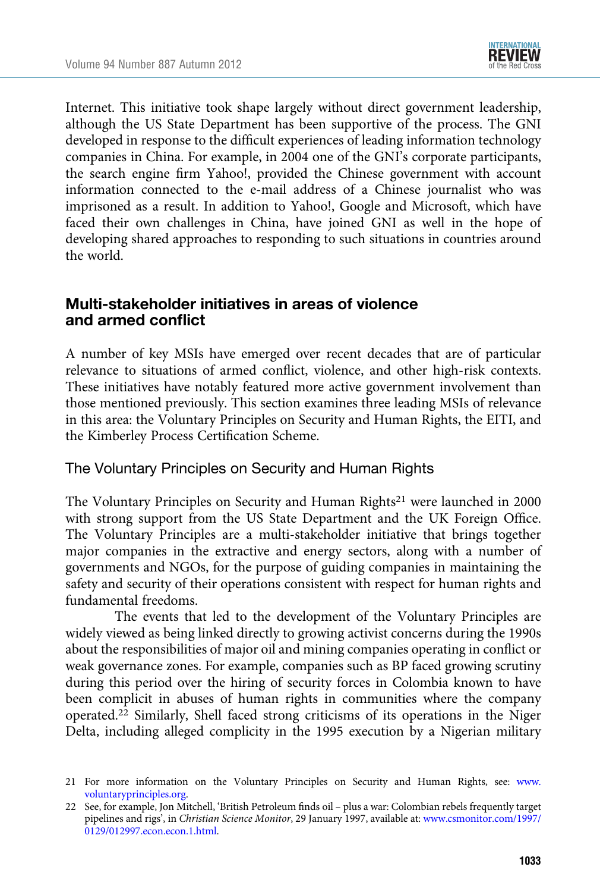Internet. This initiative took shape largely without direct government leadership, although the US State Department has been supportive of the process. The GNI developed in response to the difficult experiences of leading information technology companies in China. For example, in 2004 one of the GNI's corporate participants, the search engine firm Yahoo!, provided the Chinese government with account information connected to the e-mail address of a Chinese journalist who was imprisoned as a result. In addition to Yahoo!, Google and Microsoft, which have faced their own challenges in China, have joined GNI as well in the hope of developing shared approaches to responding to such situations in countries around the world.

## Multi-stakeholder initiatives in areas of violence and armed conflict

A number of key MSIs have emerged over recent decades that are of particular relevance to situations of armed conflict, violence, and other high-risk contexts. These initiatives have notably featured more active government involvement than those mentioned previously. This section examines three leading MSIs of relevance in this area: the Voluntary Principles on Security and Human Rights, the EITI, and the Kimberley Process Certification Scheme.

### The Voluntary Principles on Security and Human Rights

The Voluntary Principles on Security and Human Rights[21] were launched in 2000 with strong support from the US State Department and the UK Foreign Office. The Voluntary Principles are a multi-stakeholder initiative that brings together major companies in the extractive and energy sectors, along with a number of governments and NGOs, for the purpose of guiding companies in maintaining the safety and security of their operations consistent with respect for human rights and fundamental freedoms.

The events that led to the development of the Voluntary Principles are widely viewed as being linked directly to growing activist concerns during the 1990s about the responsibilities of major oil and mining companies operating in conflict or weak governance zones. For example, companies such as BP faced growing scrutiny during this period over the hiring of security forces in Colombia known to have been complicit in abuses of human rights in communities where the company operated.[22] Similarly, Shell faced strong criticisms of its operations in the Niger Delta, including alleged complicity in the 1995 execution by a Nigerian military

21 For more information on the Voluntary Principles on Security and Human Rights, see: www.voluntaryprinciples.org.

22 See, for example, Jon Mitchell, 'British Petroleum finds oil – plus a war: Colombian rebels frequently target pipelines and rigs', in *Christian Science Monitor*, 29 January 1997, available at: www.csmonitor.com/1997/0129/012997.econ.econ.1.html.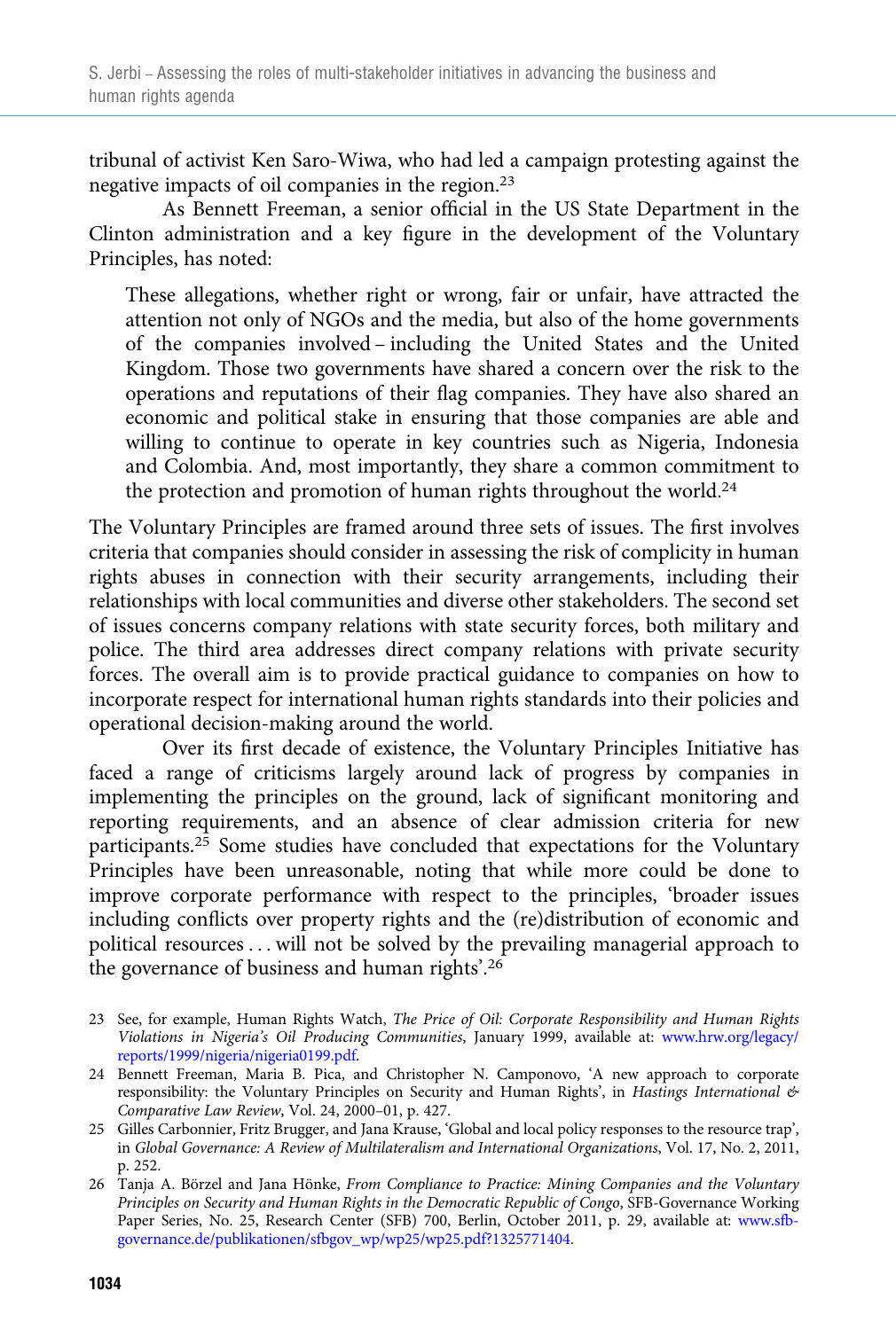tribunal of activist Ken Saro-Wiwa, who had led a campaign protesting against the negative impacts of oil companies in the region.[23]

As Bennett Freeman, a senior official in the US State Department in the Clinton administration and a key figure in the development of the Voluntary Principles, has noted:

> These allegations, whether right or wrong, fair or unfair, have attracted the attention not only of NGOs and the media, but also of the home governments of the companies involved – including the United States and the United Kingdom. Those two governments have shared a concern over the risk to the operations and reputations of their flag companies. They have also shared an economic and political stake in ensuring that those companies are able and willing to continue to operate in key countries such as Nigeria, Indonesia and Colombia. And, most importantly, they share a common commitment to the protection and promotion of human rights throughout the world.[24]

The Voluntary Principles are framed around three sets of issues. The first involves criteria that companies should consider in assessing the risk of complicity in human rights abuses in connection with their security arrangements, including their relationships with local communities and diverse other stakeholders. The second set of issues concerns company relations with state security forces, both military and police. The third area addresses direct company relations with private security forces. The overall aim is to provide practical guidance to companies on how to incorporate respect for international human rights standards into their policies and operational decision-making around the world.

Over its first decade of existence, the Voluntary Principles Initiative has faced a range of criticisms largely around lack of progress by companies in implementing the principles on the ground, lack of significant monitoring and reporting requirements, and an absence of clear admission criteria for new participants.[25] Some studies have concluded that expectations for the Voluntary Principles have been unreasonable, noting that while more could be done to improve corporate performance with respect to the principles, 'broader issues including conflicts over property rights and the (re)distribution of economic and political resources . . . will not be solved by the prevailing managerial approach to the governance of business and human rights'.[26]

23 See, for example, Human Rights Watch, *The Price of Oil: Corporate Responsibility and Human Rights Violations in Nigeria's Oil Producing Communities*, January 1999, available at: www.hrw.org/legacy/reports/1999/nigeria/nigeria0199.pdf.

24 Bennett Freeman, Maria B. Pica, and Christopher N. Camponovo, 'A new approach to corporate responsibility: the Voluntary Principles on Security and Human Rights', in *Hastings International & Comparative Law Review*, Vol. 24, 2000–01, p. 427.

25 Gilles Carbonnier, Fritz Brugger, and Jana Krause, 'Global and local policy responses to the resource trap', in *Global Governance: A Review of Multilateralism and International Organizations*, Vol. 17, No. 2, 2011, p. 252.

26 Tanja A. Börzel and Jana Hönke, *From Compliance to Practice: Mining Companies and the Voluntary Principles on Security and Human Rights in the Democratic Republic of Congo*, SFB-Governance Working Paper Series, No. 25, Research Center (SFB) 700, Berlin, October 2011, p. 29, available at: www.sfb-governance.de/publikationen/sfbgov_wp/wp25/wp25.pdf?1325771404.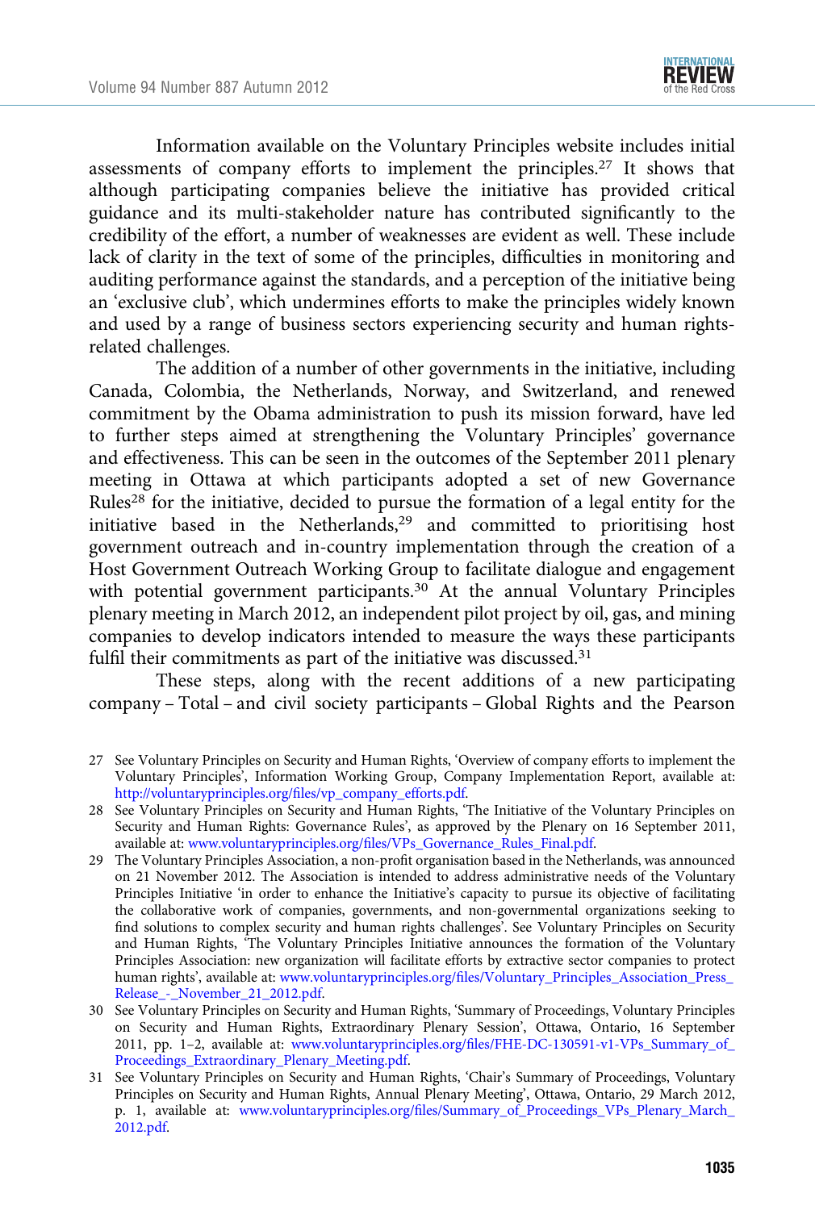Information available on the Voluntary Principles website includes initial assessments of company efforts to implement the principles.[27] It shows that although participating companies believe the initiative has provided critical guidance and its multi-stakeholder nature has contributed significantly to the credibility of the effort, a number of weaknesses are evident as well. These include lack of clarity in the text of some of the principles, difficulties in monitoring and auditing performance against the standards, and a perception of the initiative being an 'exclusive club', which undermines efforts to make the principles widely known and used by a range of business sectors experiencing security and human rights-related challenges.

The addition of a number of other governments in the initiative, including Canada, Colombia, the Netherlands, Norway, and Switzerland, and renewed commitment by the Obama administration to push its mission forward, have led to further steps aimed at strengthening the Voluntary Principles' governance and effectiveness. This can be seen in the outcomes of the September 2011 plenary meeting in Ottawa at which participants adopted a set of new Governance Rules[28] for the initiative, decided to pursue the formation of a legal entity for the initiative based in the Netherlands,[29] and committed to prioritising host government outreach and in-country implementation through the creation of a Host Government Outreach Working Group to facilitate dialogue and engagement with potential government participants.[30] At the annual Voluntary Principles plenary meeting in March 2012, an independent pilot project by oil, gas, and mining companies to develop indicators intended to measure the ways these participants fulfil their commitments as part of the initiative was discussed.[31]

These steps, along with the recent additions of a new participating company – Total – and civil society participants – Global Rights and the Pearson

27 See Voluntary Principles on Security and Human Rights, 'Overview of company efforts to implement the Voluntary Principles', Information Working Group, Company Implementation Report, available at: http://voluntaryprinciples.org/files/vp_company_efforts.pdf.

28 See Voluntary Principles on Security and Human Rights, 'The Initiative of the Voluntary Principles on Security and Human Rights: Governance Rules', as approved by the Plenary on 16 September 2011, available at: www.voluntaryprinciples.org/files/VPs_Governance_Rules_Final.pdf.

29 The Voluntary Principles Association, a non-profit organisation based in the Netherlands, was announced on 21 November 2012. The Association is intended to address administrative needs of the Voluntary Principles Initiative 'in order to enhance the Initiative's capacity to pursue its objective of facilitating the collaborative work of companies, governments, and non-governmental organizations seeking to find solutions to complex security and human rights challenges'. See Voluntary Principles on Security and Human Rights, 'The Voluntary Principles Initiative announces the formation of the Voluntary Principles Association: new organization will facilitate efforts by extractive sector companies to protect human rights', available at: www.voluntaryprinciples.org/files/Voluntary_Principles_Association_Press_Release_-_November_21_2012.pdf.

30 See Voluntary Principles on Security and Human Rights, 'Summary of Proceedings, Voluntary Principles on Security and Human Rights, Extraordinary Plenary Session', Ottawa, Ontario, 16 September 2011, pp. 1–2, available at: www.voluntaryprinciples.org/files/FHE-DC-130591-v1-VPs_Summary_of_Proceedings_Extraordinary_Plenary_Meeting.pdf.

31 See Voluntary Principles on Security and Human Rights, 'Chair's Summary of Proceedings, Voluntary Principles on Security and Human Rights, Annual Plenary Meeting', Ottawa, Ontario, 29 March 2012, p. 1, available at: www.voluntaryprinciples.org/files/Summary_of_Proceedings_VPs_Plenary_March_2012.pdf.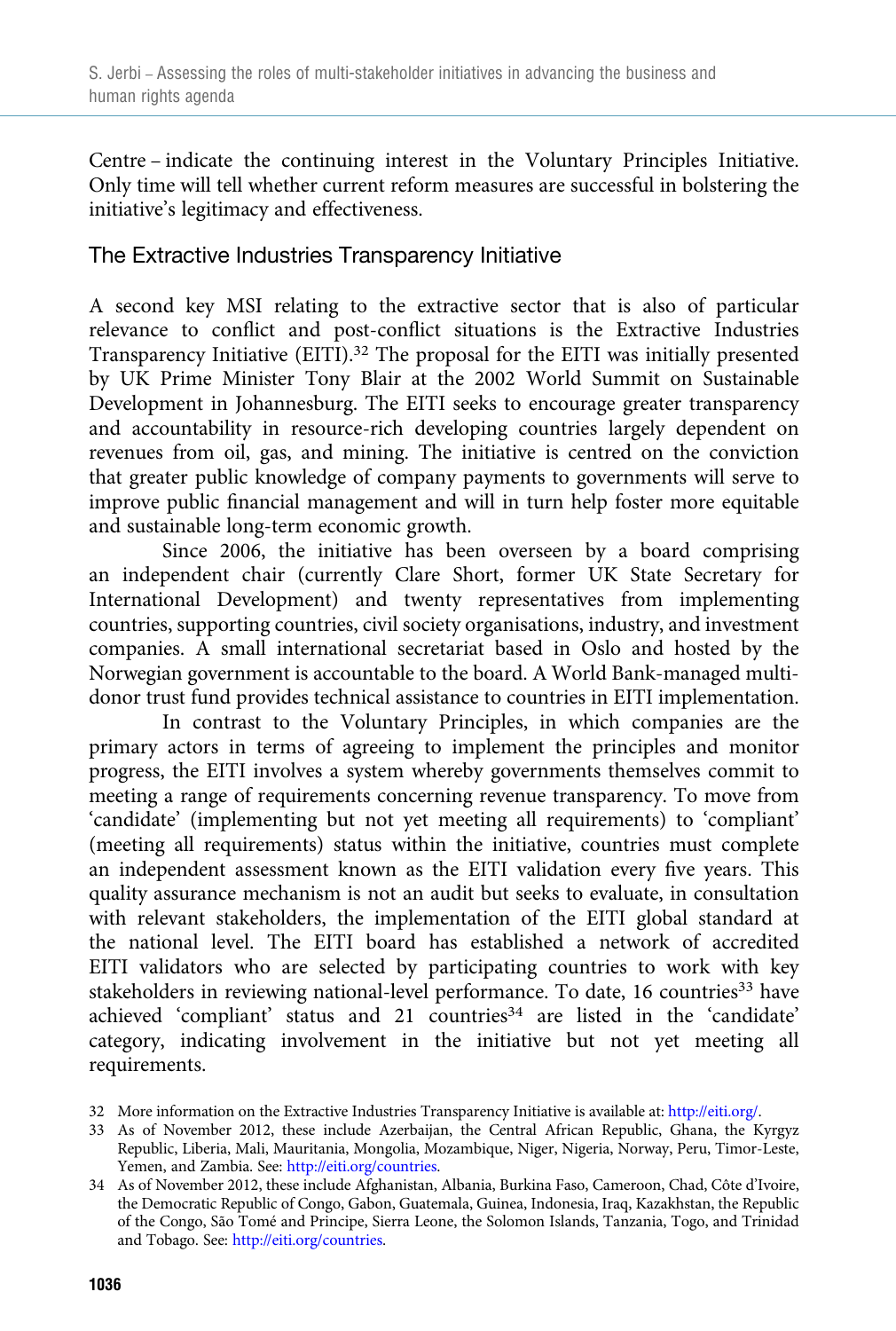Centre – indicate the continuing interest in the Voluntary Principles Initiative. Only time will tell whether current reform measures are successful in bolstering the initiative's legitimacy and effectiveness.

### The Extractive Industries Transparency Initiative

A second key MSI relating to the extractive sector that is also of particular relevance to conflict and post-conflict situations is the Extractive Industries Transparency Initiative (EITI).[32] The proposal for the EITI was initially presented by UK Prime Minister Tony Blair at the 2002 World Summit on Sustainable Development in Johannesburg. The EITI seeks to encourage greater transparency and accountability in resource-rich developing countries largely dependent on revenues from oil, gas, and mining. The initiative is centred on the conviction that greater public knowledge of company payments to governments will serve to improve public financial management and will in turn help foster more equitable and sustainable long-term economic growth.

Since 2006, the initiative has been overseen by a board comprising an independent chair (currently Clare Short, former UK State Secretary for International Development) and twenty representatives from implementing countries, supporting countries, civil society organisations, industry, and investment companies. A small international secretariat based in Oslo and hosted by the Norwegian government is accountable to the board. A World Bank-managed multi-donor trust fund provides technical assistance to countries in EITI implementation.

In contrast to the Voluntary Principles, in which companies are the primary actors in terms of agreeing to implement the principles and monitor progress, the EITI involves a system whereby governments themselves commit to meeting a range of requirements concerning revenue transparency. To move from 'candidate' (implementing but not yet meeting all requirements) to 'compliant' (meeting all requirements) status within the initiative, countries must complete an independent assessment known as the EITI validation every five years. This quality assurance mechanism is not an audit but seeks to evaluate, in consultation with relevant stakeholders, the implementation of the EITI global standard at the national level. The EITI board has established a network of accredited EITI validators who are selected by participating countries to work with key stakeholders in reviewing national-level performance. To date, 16 countries[33] have achieved 'compliant' status and 21 countries[34] are listed in the 'candidate' category, indicating involvement in the initiative but not yet meeting all requirements.

32 More information on the Extractive Industries Transparency Initiative is available at: http://eiti.org/.

33 As of November 2012, these include Azerbaijan, the Central African Republic, Ghana, the Kyrgyz Republic, Liberia, Mali, Mauritania, Mongolia, Mozambique, Niger, Nigeria, Norway, Peru, Timor-Leste, Yemen, and Zambia. See: http://eiti.org/countries.

34 As of November 2012, these include Afghanistan, Albania, Burkina Faso, Cameroon, Chad, Côte d'Ivoire, the Democratic Republic of Congo, Gabon, Guatemala, Guinea, Indonesia, Iraq, Kazakhstan, the Republic of the Congo, São Tomé and Principe, Sierra Leone, the Solomon Islands, Tanzania, Togo, and Trinidad and Tobago. See: http://eiti.org/countries.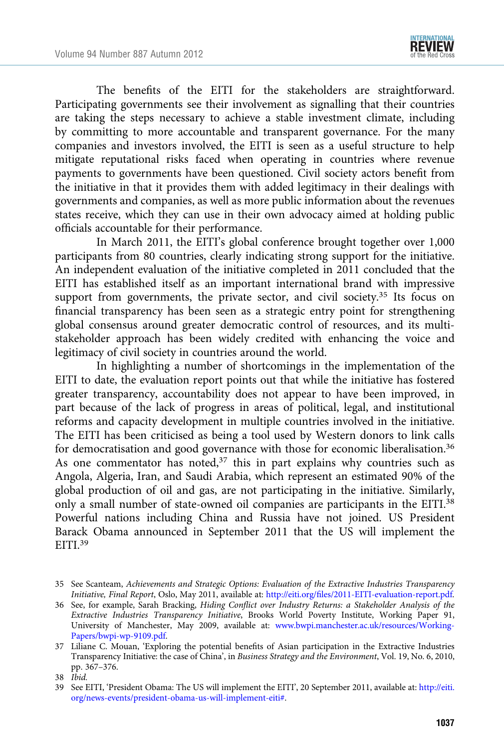The benefits of the EITI for the stakeholders are straightforward. Participating governments see their involvement as signalling that their countries are taking the steps necessary to achieve a stable investment climate, including by committing to more accountable and transparent governance. For the many companies and investors involved, the EITI is seen as a useful structure to help mitigate reputational risks faced when operating in countries where revenue payments to governments have been questioned. Civil society actors benefit from the initiative in that it provides them with added legitimacy in their dealings with governments and companies, as well as more public information about the revenues states receive, which they can use in their own advocacy aimed at holding public officials accountable for their performance.

In March 2011, the EITI's global conference brought together over 1,000 participants from 80 countries, clearly indicating strong support for the initiative. An independent evaluation of the initiative completed in 2011 concluded that the EITI has established itself as an important international brand with impressive support from governments, the private sector, and civil society.[35] Its focus on financial transparency has been seen as a strategic entry point for strengthening global consensus around greater democratic control of resources, and its multi-stakeholder approach has been widely credited with enhancing the voice and legitimacy of civil society in countries around the world.

In highlighting a number of shortcomings in the implementation of the EITI to date, the evaluation report points out that while the initiative has fostered greater transparency, accountability does not appear to have been improved, in part because of the lack of progress in areas of political, legal, and institutional reforms and capacity development in multiple countries involved in the initiative. The EITI has been criticised as being a tool used by Western donors to link calls for democratisation and good governance with those for economic liberalisation.[36] As one commentator has noted,[37] this in part explains why countries such as Angola, Algeria, Iran, and Saudi Arabia, which represent an estimated 90% of the global production of oil and gas, are not participating in the initiative. Similarly, only a small number of state-owned oil companies are participants in the EITI.[38] Powerful nations including China and Russia have not joined. US President Barack Obama announced in September 2011 that the US will implement the EITI.[39]

---

35 See Scanteam, *Achievements and Strategic Options: Evaluation of the Extractive Industries Transparency Initiative, Final Report*, Oslo, May 2011, available at: http://eiti.org/files/2011-EITI-evaluation-report.pdf.

36 See, for example, Sarah Bracking, *Hiding Conflict over Industry Returns: a Stakeholder Analysis of the Extractive Industries Transparency Initiative*, Brooks World Poverty Institute, Working Paper 91, University of Manchester, May 2009, available at: www.bwpi.manchester.ac.uk/resources/Working-Papers/bwpi-wp-9109.pdf.

37 Liliane C. Mouan, 'Exploring the potential benefits of Asian participation in the Extractive Industries Transparency Initiative: the case of China', in *Business Strategy and the Environment*, Vol. 19, No. 6, 2010, pp. 367–376.

38 *Ibid.*

39 See EITI, 'President Obama: The US will implement the EITI', 20 September 2011, available at: http://eiti.org/news-events/president-obama-us-will-implement-eiti#.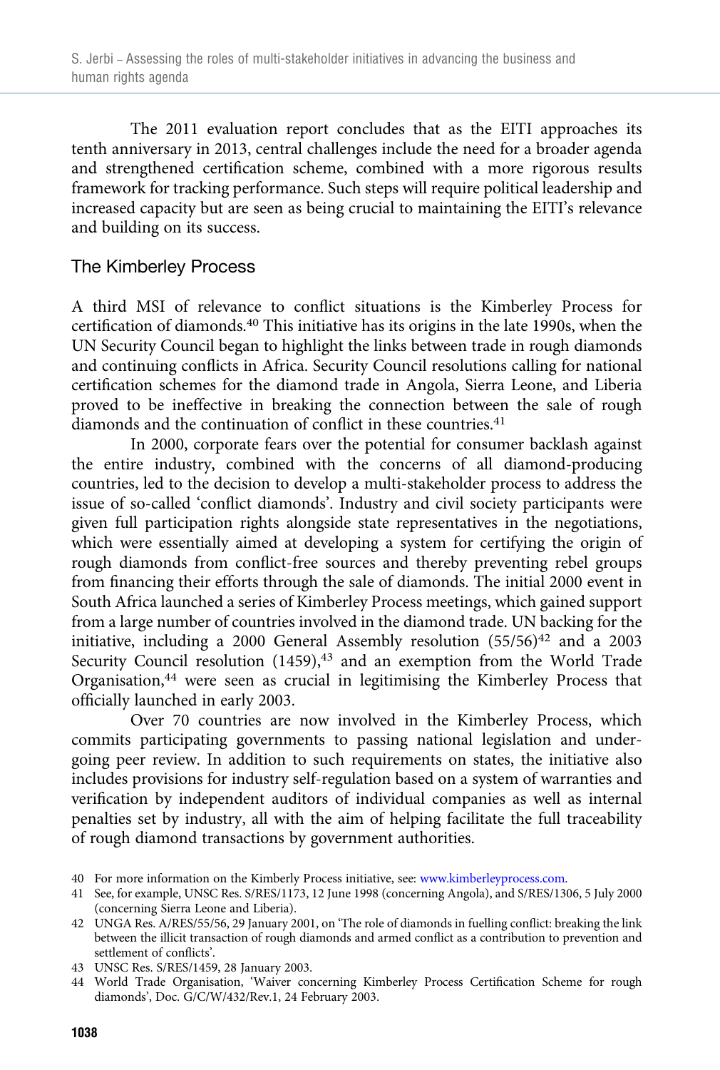The 2011 evaluation report concludes that as the EITI approaches its tenth anniversary in 2013, central challenges include the need for a broader agenda and strengthened certification scheme, combined with a more rigorous results framework for tracking performance. Such steps will require political leadership and increased capacity but are seen as being crucial to maintaining the EITI's relevance and building on its success.

## The Kimberley Process

A third MSI of relevance to conflict situations is the Kimberley Process for certification of diamonds.[40] This initiative has its origins in the late 1990s, when the UN Security Council began to highlight the links between trade in rough diamonds and continuing conflicts in Africa. Security Council resolutions calling for national certification schemes for the diamond trade in Angola, Sierra Leone, and Liberia proved to be ineffective in breaking the connection between the sale of rough diamonds and the continuation of conflict in these countries.[41]

In 2000, corporate fears over the potential for consumer backlash against the entire industry, combined with the concerns of all diamond-producing countries, led to the decision to develop a multi-stakeholder process to address the issue of so-called 'conflict diamonds'. Industry and civil society participants were given full participation rights alongside state representatives in the negotiations, which were essentially aimed at developing a system for certifying the origin of rough diamonds from conflict-free sources and thereby preventing rebel groups from financing their efforts through the sale of diamonds. The initial 2000 event in South Africa launched a series of Kimberley Process meetings, which gained support from a large number of countries involved in the diamond trade. UN backing for the initiative, including a 2000 General Assembly resolution (55/56)[42] and a 2003 Security Council resolution (1459),[43] and an exemption from the World Trade Organisation,[44] were seen as crucial in legitimising the Kimberley Process that officially launched in early 2003.

Over 70 countries are now involved in the Kimberley Process, which commits participating governments to passing national legislation and undergoing peer review. In addition to such requirements on states, the initiative also includes provisions for industry self-regulation based on a system of warranties and verification by independent auditors of individual companies as well as internal penalties set by industry, all with the aim of helping facilitate the full traceability of rough diamond transactions by government authorities.

40 For more information on the Kimberly Process initiative, see: www.kimberleyprocess.com.

41 See, for example, UNSC Res. S/RES/1173, 12 June 1998 (concerning Angola), and S/RES/1306, 5 July 2000 (concerning Sierra Leone and Liberia).

42 UNGA Res. A/RES/55/56, 29 January 2001, on 'The role of diamonds in fuelling conflict: breaking the link between the illicit transaction of rough diamonds and armed conflict as a contribution to prevention and settlement of conflicts'.

43 UNSC Res. S/RES/1459, 28 January 2003.

44 World Trade Organisation, 'Waiver concerning Kimberley Process Certification Scheme for rough diamonds', Doc. G/C/W/432/Rev.1, 24 February 2003.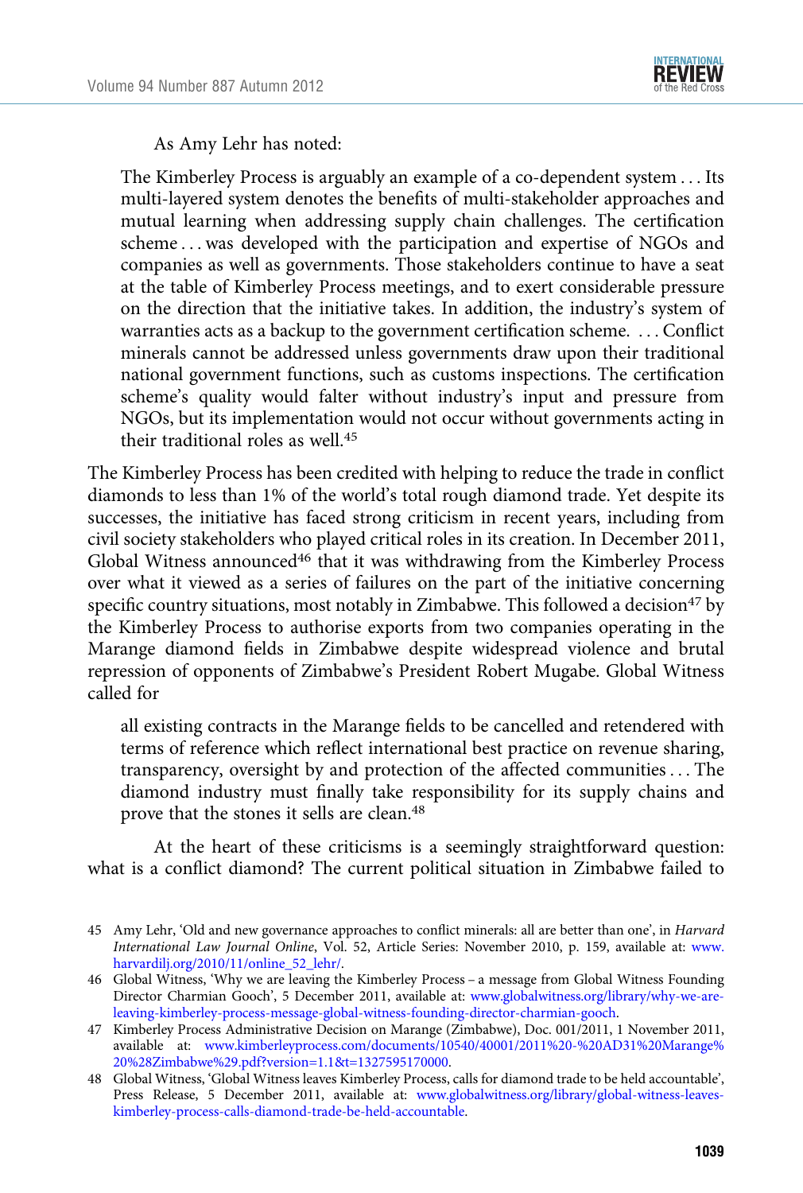As Amy Lehr has noted:

> The Kimberley Process is arguably an example of a co-dependent system . . . Its multi-layered system denotes the benefits of multi-stakeholder approaches and mutual learning when addressing supply chain challenges. The certification scheme . . . was developed with the participation and expertise of NGOs and companies as well as governments. Those stakeholders continue to have a seat at the table of Kimberley Process meetings, and to exert considerable pressure on the direction that the initiative takes. In addition, the industry's system of warranties acts as a backup to the government certification scheme. . . . Conflict minerals cannot be addressed unless governments draw upon their traditional national government functions, such as customs inspections. The certification scheme's quality would falter without industry's input and pressure from NGOs, but its implementation would not occur without governments acting in their traditional roles as well.[45]

The Kimberley Process has been credited with helping to reduce the trade in conflict diamonds to less than 1% of the world's total rough diamond trade. Yet despite its successes, the initiative has faced strong criticism in recent years, including from civil stakeholders who played critical roles in its creation. In December 2011, Global Witness announced[46] that it was withdrawing from the Kimberley Process over what it viewed as a series of failures on the part of the initiative concerning specific country situations, most notably in Zimbabwe. This followed a decision[47] by the Kimberley Process to authorise exports from two companies operating in the Marange diamond fields in Zimbabwe despite widespread violence and brutal repression of opponents of Zimbabwe's President Robert Mugabe. Global Witness called for

> all existing contracts in the Marange fields to be cancelled and retendered with terms of reference which reflect international best practice on revenue sharing, transparency, oversight by and protection of the affected communities . . . The diamond industry must finally take responsibility for its supply chains and prove that the stones it sells are clean.[48]

At the heart of these criticisms is a seemingly straightforward question: what is a conflict diamond? The current political situation in Zimbabwe failed to

---

45 Amy Lehr, 'Old and new governance approaches to conflict minerals: all are better than one', in *Harvard International Law Journal Online*, Vol. 52, Article Series: November 2010, p. 159, available at: www.harvardilj.org/2010/11/online_52_lehr/.

46 Global Witness, 'Why we are leaving the Kimberley Process – a message from Global Witness Founding Director Charmian Gooch', 5 December 2011, available at: www.globalwitness.org/library/why-we-are-leaving-kimberley-process-message-global-witness-founding-director-charmian-gooch.

47 Kimberley Process Administrative Decision on Marange (Zimbabwe), Doc. 001/2011, 1 November 2011, available at: www.kimberleyprocess.com/documents/10540/40001/2011%20-%20AD31%20Marange%20%28Zimbabwe%29.pdf?version=1.1&t=1327595170000.

48 Global Witness, 'Global Witness leaves Kimberley Process, calls for diamond trade to be held accountable', Press Release, 5 December 2011, available at: www.globalwitness.org/library/global-witness-leaves-kimberley-process-calls-diamond-trade-be-held-accountable.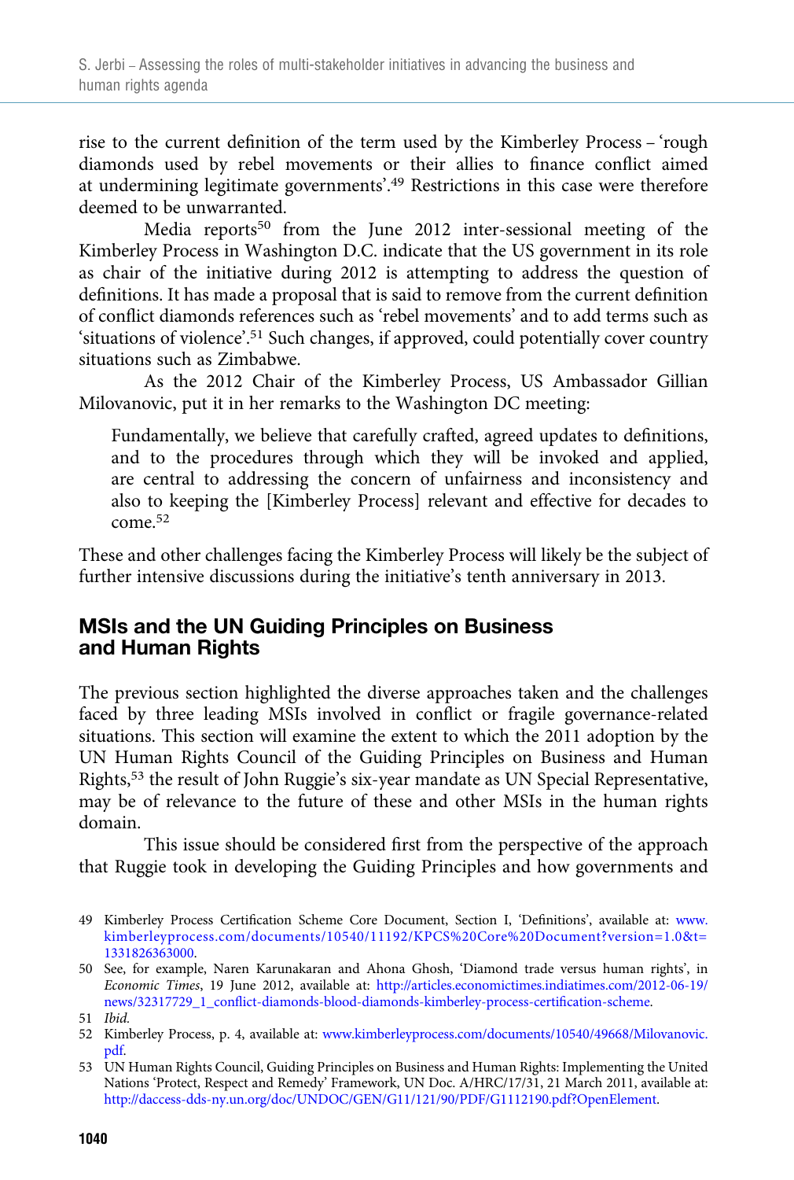rise to the current definition of the term used by the Kimberley Process – 'rough diamonds used by rebel movements or their allies to finance conflict aimed at undermining legitimate governments'.[49] Restrictions in this case were therefore deemed to be unwarranted.

Media reports[50] from the June 2012 inter-sessional meeting of the Kimberley Process in Washington D.C. indicate that the US government in its role as chair of the initiative during 2012 is attempting to address the question of definitions. It has made a proposal that is said to remove from the current definition of conflict diamonds references such as 'rebel movements' and to add terms such as 'situations of violence'.[51] Such changes, if approved, could potentially cover country situations such as Zimbabwe.

As the 2012 Chair of the Kimberley Process, US Ambassador Gillian Milovanovic, put it in her remarks to the Washington DC meeting:

> Fundamentally, we believe that carefully crafted, agreed updates to definitions, and to the procedures through which they will be invoked and applied, are central to addressing the concern of unfairness and inconsistency and also to keeping the [Kimberley Process] relevant and effective for decades to come.[52]

These and other challenges facing the Kimberley Process will likely be the subject of further intensive discussions during the initiative's tenth anniversary in 2013.

## MSIs and the UN Guiding Principles on Business and Human Rights

The previous section highlighted the diverse approaches taken and the challenges faced by three leading MSIs involved in conflict or fragile governance-related situations. This section will examine the extent to which the 2011 adoption by the UN Human Rights Council of the Guiding Principles on Business and Human Rights,[53] the result of John Ruggie's six-year mandate as UN Special Representative, may be of relevance to the future of these and other MSIs in the human rights domain.

This issue should be considered first from the perspective of the approach that Ruggie took in developing the Guiding Principles and how governments and

---

49 Kimberley Process Certification Scheme Core Document, Section I, 'Definitions', available at: www.kimberleyprocess.com/documents/10540/11192/KPCS%20Core%20Document?version=1.0&t=1331826363000.

50 See, for example, Naren Karunakaran and Ahona Ghosh, 'Diamond trade versus human rights', in *Economic Times*, 19 June 2012, available at: http://articles.economictimes.indiatimes.com/2012-06-19/news/32317729_1_conflict-diamonds-blood-diamonds-kimberley-process-certification-scheme.

51 *Ibid.*

52 Kimberley Process, p. 4, available at: www.kimberleyprocess.com/documents/10540/49668/Milovanovic.pdf.

53 UN Human Rights Council, Guiding Principles on Business and Human Rights: Implementing the United Nations 'Protect, Respect and Remedy' Framework, UN Doc. A/HRC/17/31, 21 March 2011, available at: http://daccess-dds-ny.un.org/doc/UNDOC/GEN/G11/121/90/PDF/G1112190.pdf?OpenElement.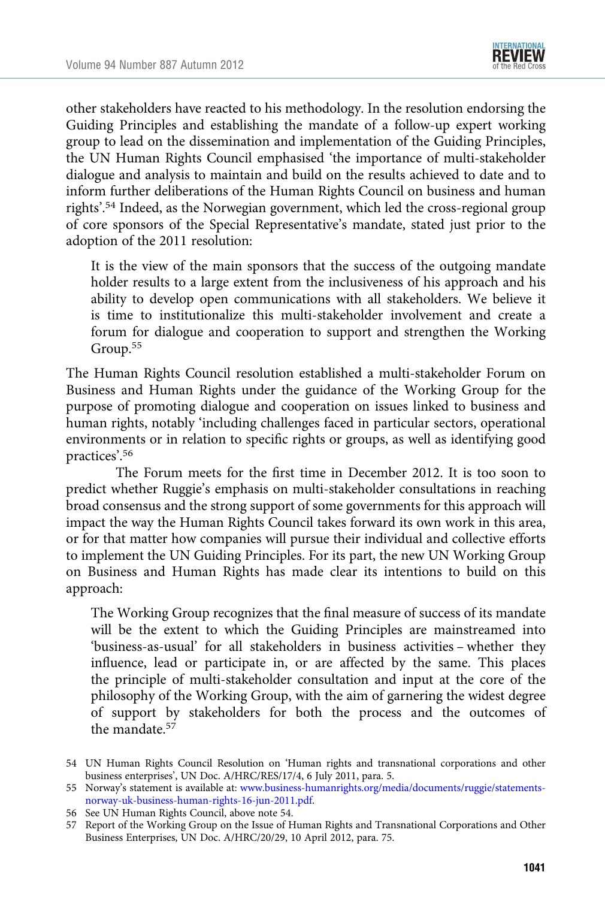other stakeholders have reacted to his methodology. In the resolution endorsing the Guiding Principles and establishing the mandate of a follow-up expert working group to lead on the dissemination and implementation of the Guiding Principles, the UN Human Rights Council emphasised 'the importance of multi-stakeholder dialogue and analysis to maintain and build on the results achieved to date and to inform further deliberations of the Human Rights Council on business and human rights'.[54] Indeed, as the Norwegian government, which led the cross-regional group of core sponsors of the Special Representative's mandate, stated just prior to the adoption of the 2011 resolution:

> It is the view of the main sponsors that the success of the outgoing mandate holder results to a large extent from the inclusiveness of his approach and his ability to develop open communications with all stakeholders. We believe it is time to institutionalize this multi-stakeholder involvement and create a forum for dialogue and cooperation to support and strengthen the Working Group.[55]

The Human Rights Council resolution established a multi-stakeholder Forum on Business and Human Rights under the guidance of the Working Group for the purpose of promoting dialogue and cooperation on issues linked to business and human rights, notably 'including challenges faced in particular sectors, operational environments or in relation to specific rights or groups, as well as identifying good practices'.[56]

The Forum meets for the first time in December 2012. It is too soon to predict whether Ruggie's emphasis on multi-stakeholder consultations in reaching broad consensus and the strong support of some governments for this approach will impact the way the Human Rights Council takes forward its own work in this area, or for that matter how companies will pursue their individual and collective efforts to implement the UN Guiding Principles. For its part, the new UN Working Group on Business and Human Rights has made clear its intentions to build on this approach:

> The Working Group recognizes that the final measure of success of its mandate will be the extent to which the Guiding Principles are mainstreamed into 'business-as-usual' for all stakeholders in business activities – whether they influence, lead or participate in, or are affected by the same. This places the principle of multi-stakeholder consultation and input at the core of the philosophy of the Working Group, with the aim of garnering the widest degree of support by stakeholders for both the process and the outcomes of the mandate.[57]

54 UN Human Rights Council Resolution on 'Human rights and transnational corporations and other business enterprises', UN Doc. A/HRC/RES/17/4, 6 July 2011, para. 5.

55 Norway's statement is available at: www.business-humanrights.org/media/documents/ruggie/statements-norway-uk-business-human-rights-16-jun-2011.pdf.

56 See UN Human Rights Council, above note 54.

57 Report of the Working Group on the Issue of Human Rights and Transnational Corporations and Other Business Enterprises, UN Doc. A/HRC/20/29, 10 April 2012, para. 75.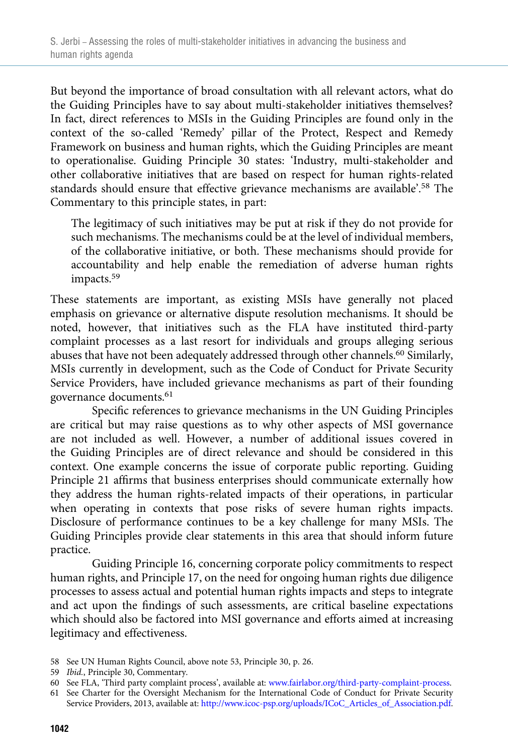But beyond the importance of broad consultation with all relevant actors, what do the Guiding Principles have to say about multi-stakeholder initiatives themselves? In fact, direct references to MSIs in the Guiding Principles are found only in the context of the so-called 'Remedy' pillar of the Protect, Respect and Remedy Framework on business and human rights, which the Guiding Principles are meant to operationalise. Guiding Principle 30 states: 'Industry, multi-stakeholder and other collaborative initiatives that are based on respect for human rights-related standards should ensure that effective grievance mechanisms are available'.[58] The Commentary to this principle states, in part:

> The legitimacy of such initiatives may be put at risk if they do not provide for such mechanisms. The mechanisms could be at the level of individual members, of the collaborative initiative, or both. These mechanisms should provide for accountability and help enable the remediation of adverse human rights impacts.[59]

These statements are important, as existing MSIs have generally not placed emphasis on grievance or alternative dispute resolution mechanisms. It should be noted, however, that initiatives such as the FLA have instituted third-party complaint processes as a last resort for individuals and groups alleging serious abuses that have not been adequately addressed through other channels.[60] Similarly, MSIs currently in development, such as the Code of Conduct for Private Security Service Providers, have included grievance mechanisms as part of their founding governance documents.[61]

Specific references to grievance mechanisms in the UN Guiding Principles are critical but may raise questions as to why other aspects of MSI governance are not included as well. However, a number of additional issues covered in the Guiding Principles are of direct relevance and should be considered in this context. One example concerns the issue of corporate public reporting. Guiding Principle 21 affirms that business enterprises should communicate externally how they address the human rights-related impacts of their operations, in particular when operating in contexts that pose risks of severe human rights impacts. Disclosure of performance continues to be a key challenge for many MSIs. The Guiding Principles provide clear statements in this area that should inform future practice.

Guiding Principle 16, concerning corporate policy commitments to respect human rights, and Principle 17, on the need for ongoing human rights due diligence processes to assess actual and potential human rights impacts and steps to integrate and act upon the findings of such assessments, are critical baseline expectations which should also be factored into MSI governance and efforts aimed at increasing legitimacy and effectiveness.

58 See UN Human Rights Council, above note 53, Principle 30, p. 26.

59 *Ibid.*, Principle 30, Commentary.

60 See FLA, 'Third party complaint process', available at: www.fairlabor.org/third-party-complaint-process.

61 See Charter for the Oversight Mechanism for the International Code of Conduct for Private Security Service Providers, 2013, available at: http://www.icoc-psp.org/uploads/ICoC_Articles_of_Association.pdf.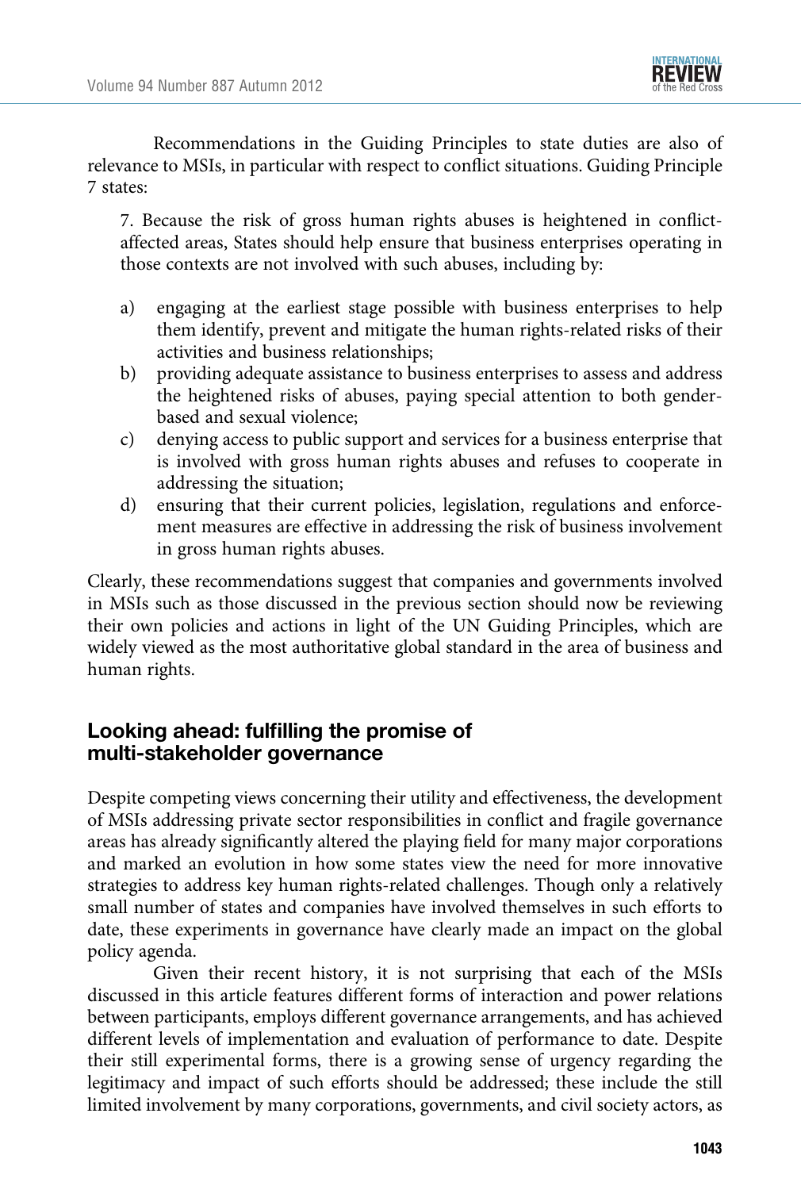Recommendations in the Guiding Principles to state duties are also of relevance to MSIs, in particular with respect to conflict situations. Guiding Principle 7 states:

> 7. Because the risk of gross human rights abuses is heightened in conflict-affected areas, States should help ensure that business enterprises operating in those contexts are not involved with such abuses, including by:
>
> a) engaging at the earliest stage possible with business enterprises to help them identify, prevent and mitigate the human rights-related risks of their activities and business relationships;
> b) providing adequate assistance to business enterprises to assess and address the heightened risks of abuses, paying special attention to both gender-based and sexual violence;
> c) denying access to public support and services for a business enterprise that is involved with gross human rights abuses and refuses to cooperate in addressing the situation;
> d) ensuring that their current policies, legislation, regulations and enforcement measures are effective in addressing the risk of business involvement in gross human rights abuses.

Clearly, these recommendations suggest that companies and governments involved in MSIs such as those discussed in the previous section should now be reviewing their own policies and actions in light of the UN Guiding Principles, which are widely viewed as the most authoritative global standard in the area of business and human rights.

## Looking ahead: fulfilling the promise of multi-stakeholder governance

Despite competing views concerning their utility and effectiveness, the development of MSIs addressing private sector responsibilities in conflict and fragile governance areas has already significantly altered the playing field for many major corporations and marked an evolution in how some states view the need for more innovative strategies to address key human rights-related challenges. Though only a relatively small number of states and companies have involved themselves in such efforts to date, these experiments in governance have clearly made an impact on the global policy agenda.

Given their recent history, it is not surprising that each of the MSIs discussed in this article features different forms of interaction and power relations between participants, employs different governance arrangements, and has achieved different levels of implementation and evaluation of performance to date. Despite their still experimental forms, there is a growing sense of urgency regarding the legitimacy and impact of such efforts should be addressed; these include the still limited involvement by many corporations, governments, and civil society actors, as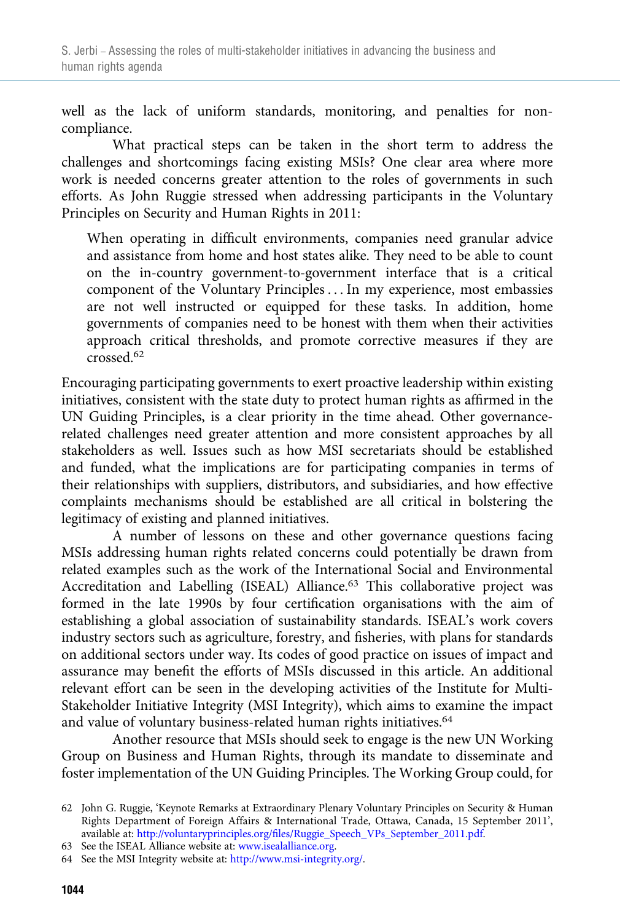well as the lack of uniform standards, monitoring, and penalties for non-compliance.

What practical steps can be taken in the short term to address the challenges and shortcomings facing existing MSIs? One clear area where more work is needed concerns greater attention to the roles of governments in such efforts. As John Ruggie stressed when addressing participants in the Voluntary Principles on Security and Human Rights in 2011:

> When operating in difficult environments, companies need granular advice and assistance from home and host states alike. They need to be able to count on the in-country government-to-government interface that is a critical component of the Voluntary Principles . . . In my experience, most embassies are not well instructed or equipped for these tasks. In addition, home governments of companies need to be honest with them when their activities approach critical thresholds, and promote corrective measures if they are crossed.[62]

Encouraging participating governments to exert proactive leadership within existing initiatives, consistent with the state duty to protect human rights as affirmed in the UN Guiding Principles, is a clear priority in the time ahead. Other governance-related challenges need greater attention and more consistent approaches by all stakeholders as well. Issues such as how MSI secretariats should be established and funded, what the implications are for participating companies in terms of their relationships with suppliers, distributors, and subsidiaries, and how effective complaints mechanisms should be established are all critical in bolstering the legitimacy of existing and planned initiatives.

A number of lessons on these and other governance questions facing MSIs addressing human rights related concerns could potentially be drawn from related examples such as the work of the International Social and Environmental Accreditation and Labelling (ISEAL) Alliance.[63] This collaborative project was formed in the late 1990s by four certification organisations with the aim of establishing a global association of sustainability standards. ISEAL's work covers industry sectors such as agriculture, forestry, and fisheries, with plans for standards on additional sectors under way. Its codes of good practice on issues of impact and assurance may benefit the efforts of MSIs discussed in this article. An additional relevant effort can be seen in the developing activities of the Institute for Multi-Stakeholder Initiative Integrity (MSI Integrity), which aims to examine the impact and value of voluntary business-related human rights initiatives.[64]

Another resource that MSIs should seek to engage is the new UN Working Group on Business and Human Rights, through its mandate to disseminate and foster implementation of the UN Guiding Principles. The Working Group could, for

---

62 John G. Ruggie, 'Keynote Remarks at Extraordinary Plenary Voluntary Principles on Security & Human Rights Department of Foreign Affairs & International Trade, Ottawa, Canada, 15 September 2011', available at: http://voluntaryprinciples.org/files/Ruggie_Speech_VPs_September_2011.pdf.

63 See the ISEAL Alliance website at: www.isealalliance.org.

64 See the MSI Integrity website at: http://www.msi-integrity.org/.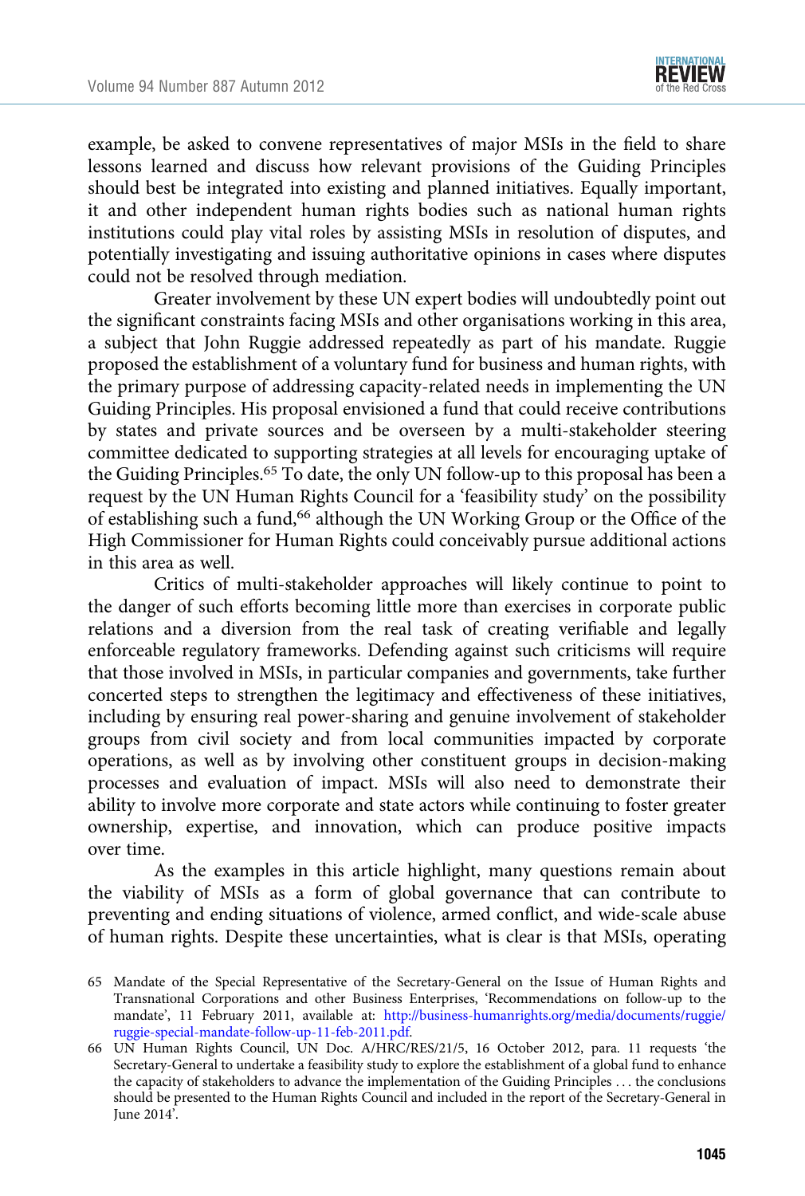example, be asked to convene representatives of major MSIs in the field to share lessons learned and discuss how relevant provisions of the Guiding Principles should best be integrated into existing and planned initiatives. Equally important, it and other independent human rights bodies such as national human rights institutions could play vital roles by assisting MSIs in resolution of disputes, and potentially investigating and issuing authoritative opinions in cases where disputes could not be resolved through mediation.

Greater involvement by these UN expert bodies will undoubtedly point out the significant constraints facing MSIs and other organisations working in this area, a subject that John Ruggie addressed repeatedly as part of his mandate. Ruggie proposed the establishment of a voluntary fund for business and human rights, with the primary purpose of addressing capacity-related needs in implementing the UN Guiding Principles. His proposal envisioned a fund that could receive contributions by states and private sources and be overseen by a multi-stakeholder steering committee dedicated to supporting strategies at all levels for encouraging uptake of the Guiding Principles.[65] To date, the only UN follow-up to this proposal has been a request by the UN Human Rights Council for a 'feasibility study' on the possibility of establishing such a fund,[66] although the UN Working Group or the Office of the High Commissioner for Human Rights could conceivably pursue additional actions in this area as well.

Critics of multi-stakeholder approaches will likely continue to point to the danger of such efforts becoming little more than exercises in corporate public relations and a diversion from the real task of creating verifiable and legally enforceable regulatory frameworks. Defending against such criticisms will require that those involved in MSIs, in particular companies and governments, take further concerted steps to strengthen the legitimacy and effectiveness of these initiatives, including by ensuring real power-sharing and genuine involvement of stakeholder groups from civil society and from local communities impacted by corporate operations, as well as by involving other constituent groups in decision-making processes and evaluation of impact. MSIs will also need to demonstrate their ability to involve more corporate and state actors while continuing to foster greater ownership, expertise, and innovation, which can produce positive impacts over time.

As the examples in this article highlight, many questions remain about the viability of MSIs as a form of global governance that can contribute to preventing and ending situations of violence, armed conflict, and wide-scale abuse of human rights. Despite these uncertainties, what is clear is that MSIs, operating

65 Mandate of the Special Representative of the Secretary-General on the Issue of Human Rights and Transnational Corporations and other Business Enterprises, 'Recommendations on follow-up to the mandate', 11 February 2011, available at: http://business-humanrights.org/media/documents/ruggie/ruggie-special-mandate-follow-up-11-feb-2011.pdf.

66 UN Human Rights Council, UN Doc. A/HRC/RES/21/5, 16 October 2012, para. 11 requests 'the Secretary-General to undertake a feasibility study to explore the establishment of a global fund to enhance the capacity of stakeholders to advance the implementation of the Guiding Principles . . . the conclusions should be presented to the Human Rights Council and included in the report of the Secretary-General in June 2014'.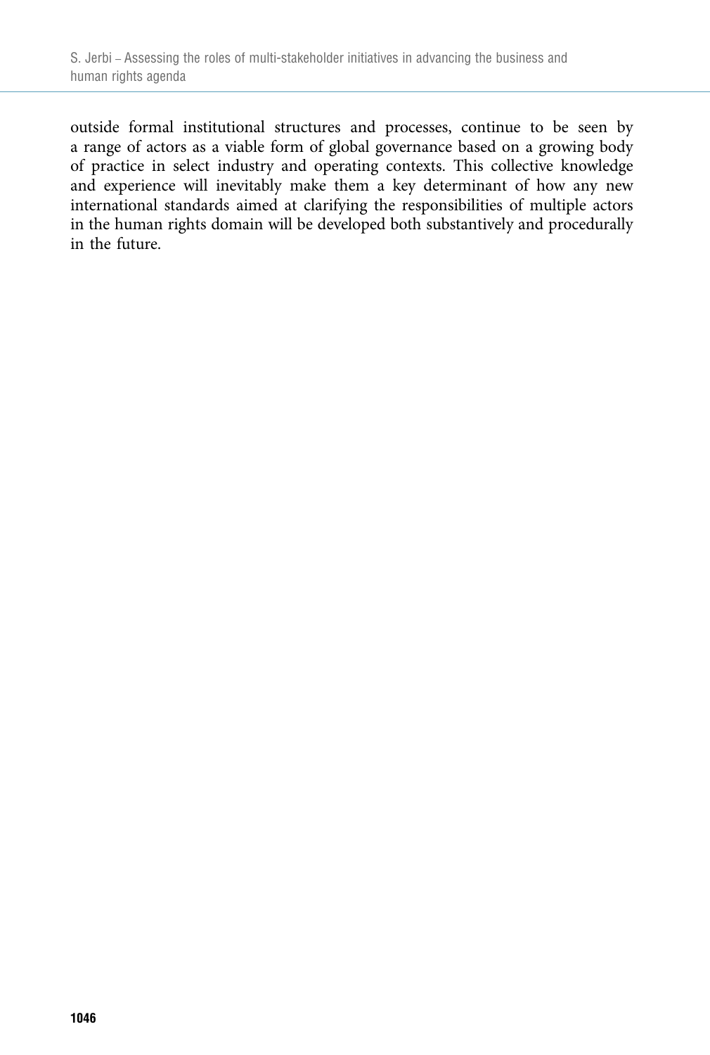outside formal institutional structures and processes, continue to be seen by a range of actors as a viable form of global governance based on a growing body of practice in select industry and operating contexts. This collective knowledge and experience will inevitably make them a key determinant of how any new international standards aimed at clarifying the responsibilities of multiple actors in the human rights domain will be developed both substantively and procedurally in the future.